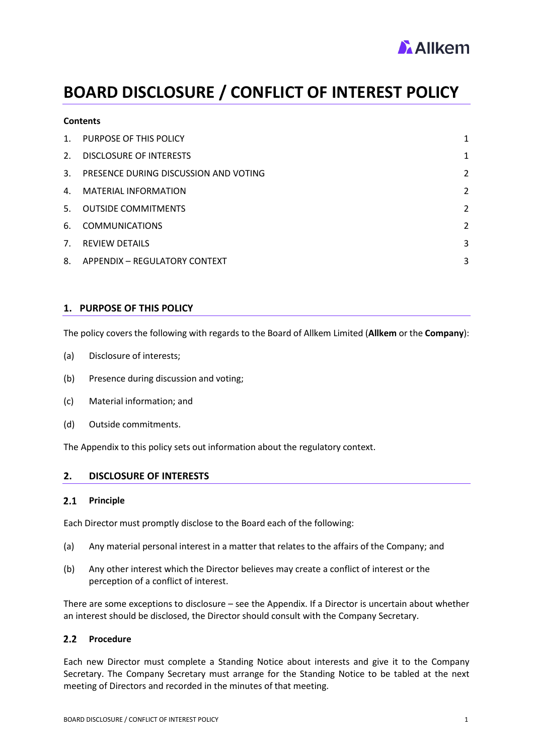# BOARD DISCLOSURE / CONFLICT OF INTEREST POLICY

**Contents**

| | | |
|---|---|---|
| 1. | PURPOSE OF THIS POLICY | 1 |
| 2. | DISCLOSURE OF INTERESTS | 1 |
| 3. | PRESENCE DURING DISCUSSION AND VOTING | 2 |
| 4. | MATERIAL INFORMATION | 2 |
| 5. | OUTSIDE COMMITMENTS | 2 |
| 6. | COMMUNICATIONS | 2 |
| 7. | REVIEW DETAILS | 3 |
| 8. | APPENDIX – REGULATORY CONTEXT | 3 |

## 1. PURPOSE OF THIS POLICY

The policy covers the following with regards to the Board of Allkem Limited (**Allkem** or the **Company**):

(a) Disclosure of interests;

(b) Presence during discussion and voting;

(c) Material information; and

(d) Outside commitments.

The Appendix to this policy sets out information about the regulatory context.

## 2. DISCLOSURE OF INTERESTS

### 2.1 Principle

Each Director must promptly disclose to the Board each of the following:

(a) Any material personal interest in a matter that relates to the affairs of the Company; and

(b) Any other interest which the Director believes may create a conflict of interest or the perception of a conflict of interest.

There are some exceptions to disclosure – see the Appendix. If a Director is uncertain about whether an interest should be disclosed, the Director should consult with the Company Secretary.

### 2.2 Procedure

Each new Director must complete a Standing Notice about interests and give it to the Company Secretary. The Company Secretary must arrange for the Standing Notice to be tabled at the next meeting of Directors and recorded in the minutes of that meeting.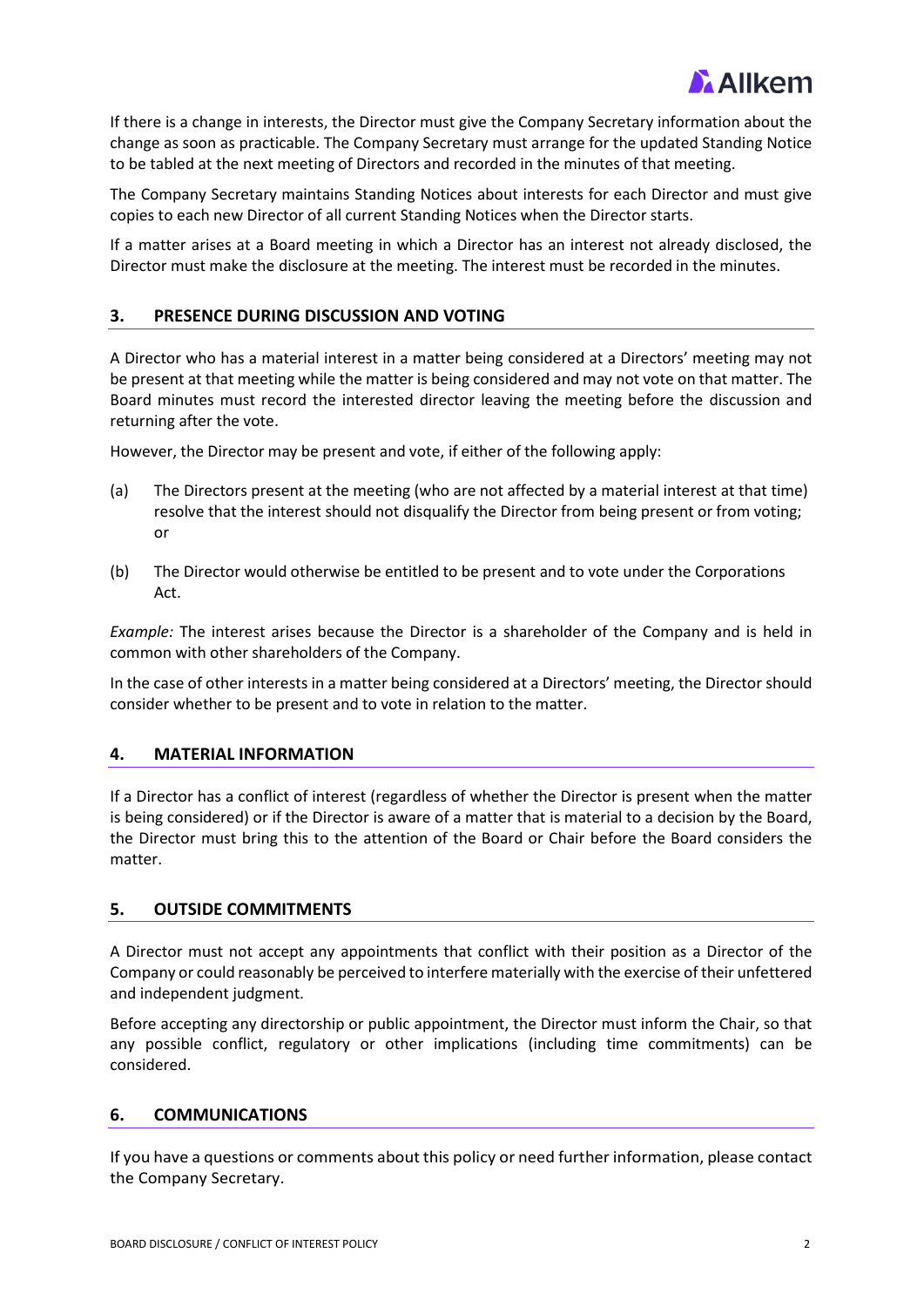If there is a change in interests, the Director must give the Company Secretary information about the change as soon as practicable. The Company Secretary must arrange for the updated Standing Notice to be tabled at the next meeting of Directors and recorded in the minutes of that meeting.

The Company Secretary maintains Standing Notices about interests for each Director and must give copies to each new Director of all current Standing Notices when the Director starts.

If a matter arises at a Board meeting in which a Director has an interest not already disclosed, the Director must make the disclosure at the meeting. The interest must be recorded in the minutes.

## 3. PRESENCE DURING DISCUSSION AND VOTING

A Director who has a material interest in a matter being considered at a Directors' meeting may not be present at that meeting while the matter is being considered and may not vote on that matter. The Board minutes must record the interested director leaving the meeting before the discussion and returning after the vote.

However, the Director may be present and vote, if either of the following apply:

(a) The Directors present at the meeting (who are not affected by a material interest at that time) resolve that the interest should not disqualify the Director from being present or from voting; or

(b) The Director would otherwise be entitled to be present and to vote under the Corporations Act.

*Example:* The interest arises because the Director is a shareholder of the Company and is held in common with other shareholders of the Company.

In the case of other interests in a matter being considered at a Directors' meeting, the Director should consider whether to be present and to vote in relation to the matter.

## 4. MATERIAL INFORMATION

If a Director has a conflict of interest (regardless of whether the Director is present when the matter is being considered) or if the Director is aware of a matter that is material to a decision by the Board, the Director must bring this to the attention of the Board or Chair before the Board considers the matter.

## 5. OUTSIDE COMMITMENTS

A Director must not accept any appointments that conflict with their position as a Director of the Company or could reasonably be perceived to interfere materially with the exercise of their unfettered and independent judgment.

Before accepting any directorship or public appointment, the Director must inform the Chair, so that any possible conflict, regulatory or other implications (including time commitments) can be considered.

## 6. COMMUNICATIONS

If you have a questions or comments about this policy or need further information, please contact the Company Secretary.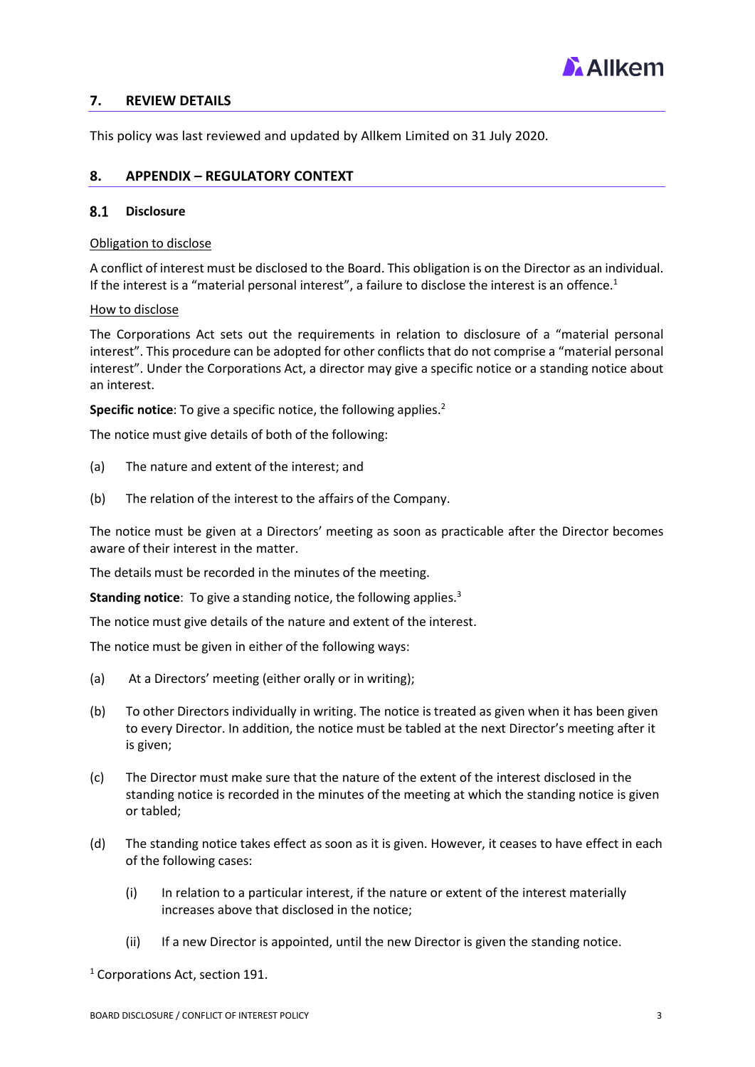## 7. REVIEW DETAILS

This policy was last reviewed and updated by Allkem Limited on 31 July 2020.

## 8. APPENDIX – REGULATORY CONTEXT

### 8.1 Disclosure

Obligation to disclose

A conflict of interest must be disclosed to the Board. This obligation is on the Director as an individual. If the interest is a "material personal interest", a failure to disclose the interest is an offence.[1]

How to disclose

The Corporations Act sets out the requirements in relation to disclosure of a "material personal interest". This procedure can be adopted for other conflicts that do not comprise a "material personal interest". Under the Corporations Act, a director may give a specific notice or a standing notice about an interest.

**Specific notice**: To give a specific notice, the following applies.[2]

The notice must give details of both of the following:

(a) The nature and extent of the interest; and

(b) The relation of the interest to the affairs of the Company.

The notice must be given at a Directors' meeting as soon as practicable after the Director becomes aware of their interest in the matter.

The details must be recorded in the minutes of the meeting.

**Standing notice**: To give a standing notice, the following applies.[3]

The notice must give details of the nature and extent of the interest.

The notice must be given in either of the following ways:

(a) At a Directors' meeting (either orally or in writing);

(b) To other Directors individually in writing. The notice is treated as given when it has been given to every Director. In addition, the notice must be tabled at the next Director's meeting after it is given;

(c) The Director must make sure that the nature of the extent of the interest disclosed in the standing notice is recorded in the minutes of the meeting at which the standing notice is given or tabled;

(d) The standing notice takes effect as soon as it is given. However, it ceases to have effect in each of the following cases:

  (i) In relation to a particular interest, if the nature or extent of the interest materially increases above that disclosed in the notice;

  (ii) If a new Director is appointed, until the new Director is given the standing notice.

[1] Corporations Act, section 191.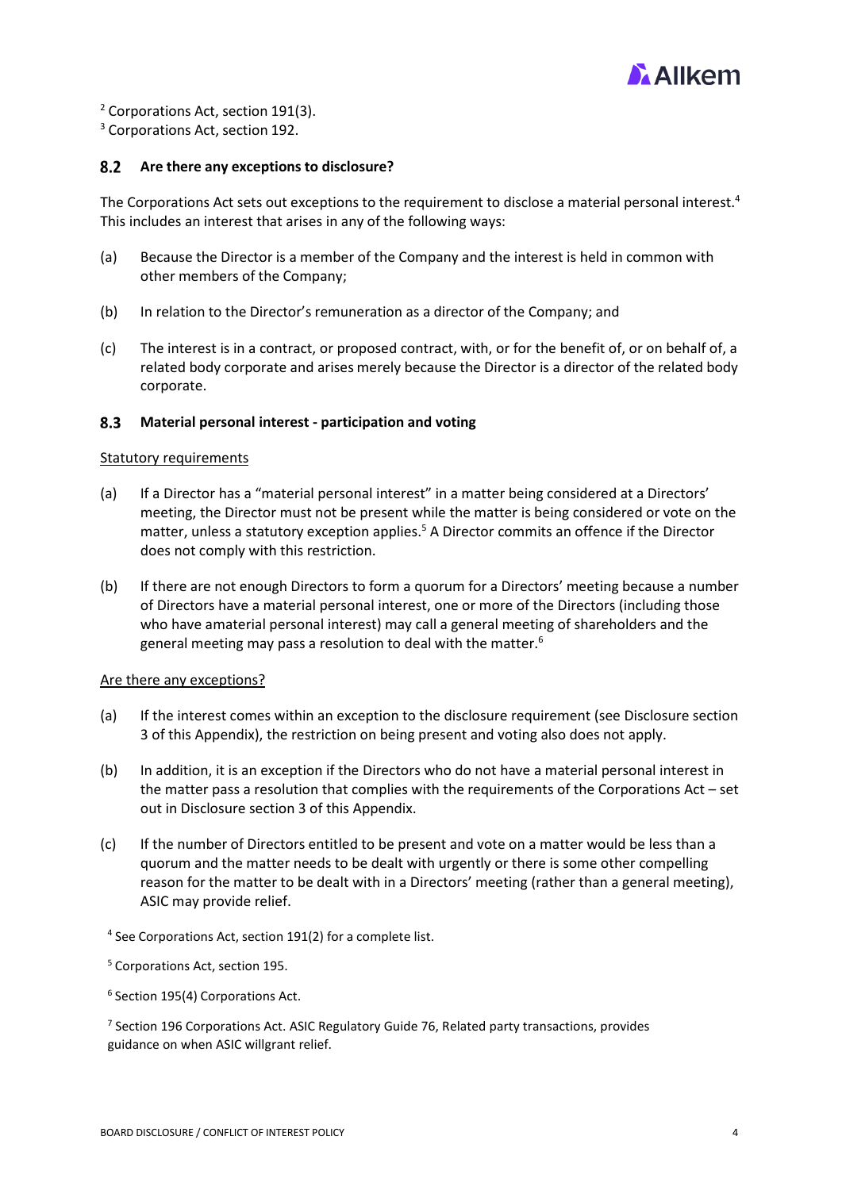[2] Corporations Act, section 191(3).

[3] Corporations Act, section 192.

## 8.2 Are there any exceptions to disclosure?

The Corporations Act sets out exceptions to the requirement to disclose a material personal interest.[4] This includes an interest that arises in any of the following ways:

(a) Because the Director is a member of the Company and the interest is held in common with other members of the Company;

(b) In relation to the Director's remuneration as a director of the Company; and

(c) The interest is in a contract, or proposed contract, with, or for the benefit of, or on behalf of, a related body corporate and arises merely because the Director is a director of the related body corporate.

## 8.3 Material personal interest - participation and voting

Statutory requirements

(a) If a Director has a "material personal interest" in a matter being considered at a Directors' meeting, the Director must not be present while the matter is being considered or vote on the matter, unless a statutory exception applies.[5] A Director commits an offence if the Director does not comply with this restriction.

(b) If there are not enough Directors to form a quorum for a Directors' meeting because a number of Directors have a material personal interest, one or more of the Directors (including those who have amaterial personal interest) may call a general meeting of shareholders and the general meeting may pass a resolution to deal with the matter.[6]

Are there any exceptions?

(a) If the interest comes within an exception to the disclosure requirement (see Disclosure section 3 of this Appendix), the restriction on being present and voting also does not apply.

(b) In addition, it is an exception if the Directors who do not have a material personal interest in the matter pass a resolution that complies with the requirements of the Corporations Act – set out in Disclosure section 3 of this Appendix.

(c) If the number of Directors entitled to be present and vote on a matter would be less than a quorum and the matter needs to be dealt with urgently or there is some other compelling reason for the matter to be dealt with in a Directors' meeting (rather than a general meeting), ASIC may provide relief.

[4] See Corporations Act, section 191(2) for a complete list.

[5] Corporations Act, section 195.

[6] Section 195(4) Corporations Act.

[7] Section 196 Corporations Act. ASIC Regulatory Guide 76, Related party transactions, provides guidance on when ASIC willgrant relief.